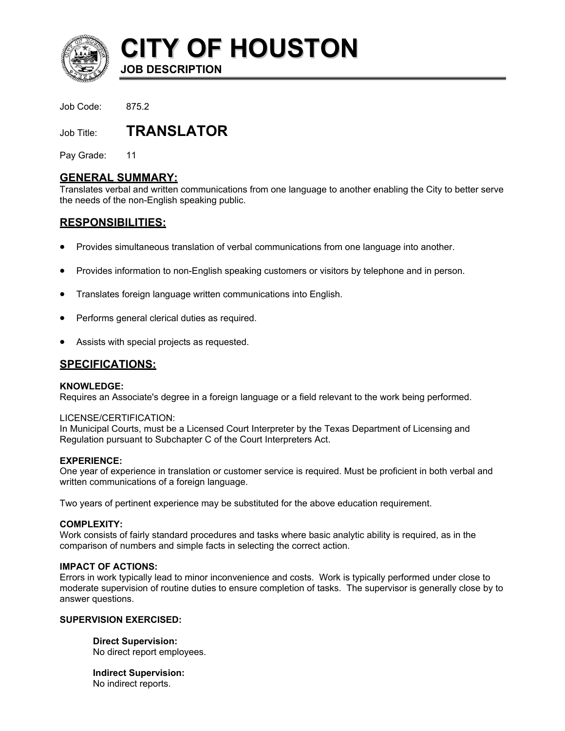# CITY OF HOUSTON

**JOB DESCRIPTION**

Job Code: 875.2

Job Title: **TRANSLATOR**

Pay Grade: 11

## GENERAL SUMMARY:

Translates verbal and written communications from one language to another enabling the City to better serve the needs of the non-English speaking public.

## RESPONSIBILITIES:

- Provides simultaneous translation of verbal communications from one language into another.
- Provides information to non-English speaking customers or visitors by telephone and in person.
- Translates foreign language written communications into English.
- Performs general clerical duties as required.
- Assists with special projects as requested.

## SPECIFICATIONS:

**KNOWLEDGE:**
Requires an Associate's degree in a foreign language or a field relevant to the work being performed.

LICENSE/CERTIFICATION:
In Municipal Courts, must be a Licensed Court Interpreter by the Texas Department of Licensing and Regulation pursuant to Subchapter C of the Court Interpreters Act.

**EXPERIENCE:**
One year of experience in translation or customer service is required. Must be proficient in both verbal and written communications of a foreign language.

Two years of pertinent experience may be substituted for the above education requirement.

**COMPLEXITY:**
Work consists of fairly standard procedures and tasks where basic analytic ability is required, as in the comparison of numbers and simple facts in selecting the correct action.

**IMPACT OF ACTIONS:**
Errors in work typically lead to minor inconvenience and costs. Work is typically performed under close to moderate supervision of routine duties to ensure completion of tasks. The supervisor is generally close by to answer questions.

**SUPERVISION EXERCISED:**

**Direct Supervision:**
No direct report employees.

**Indirect Supervision:**
No indirect reports.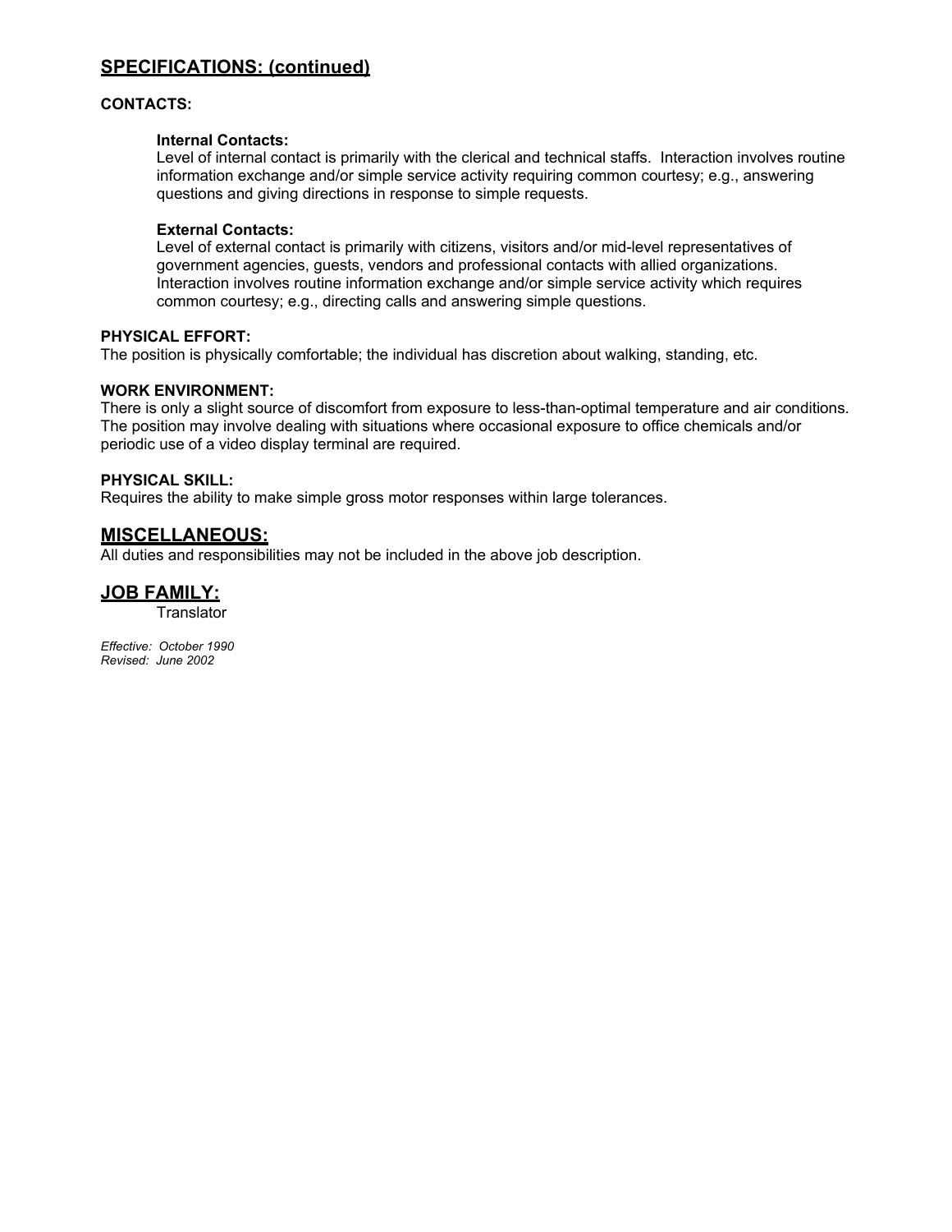## SPECIFICATIONS: (continued)

### CONTACTS:

**Internal Contacts:**
Level of internal contact is primarily with the clerical and technical staffs. Interaction involves routine information exchange and/or simple service activity requiring common courtesy; e.g., answering questions and giving directions in response to simple requests.

**External Contacts:**
Level of external contact is primarily with citizens, visitors and/or mid-level representatives of government agencies, guests, vendors and professional contacts with allied organizations. Interaction involves routine information exchange and/or simple service activity which requires common courtesy; e.g., directing calls and answering simple questions.

### PHYSICAL EFFORT:

The position is physically comfortable; the individual has discretion about walking, standing, etc.

### WORK ENVIRONMENT:

There is only a slight source of discomfort from exposure to less-than-optimal temperature and air conditions. The position may involve dealing with situations where occasional exposure to office chemicals and/or periodic use of a video display terminal are required.

### PHYSICAL SKILL:

Requires the ability to make simple gross motor responses within large tolerances.

## MISCELLANEOUS:

All duties and responsibilities may not be included in the above job description.

## JOB FAMILY:

Translator

*Effective: October 1990*
*Revised: June 2002*